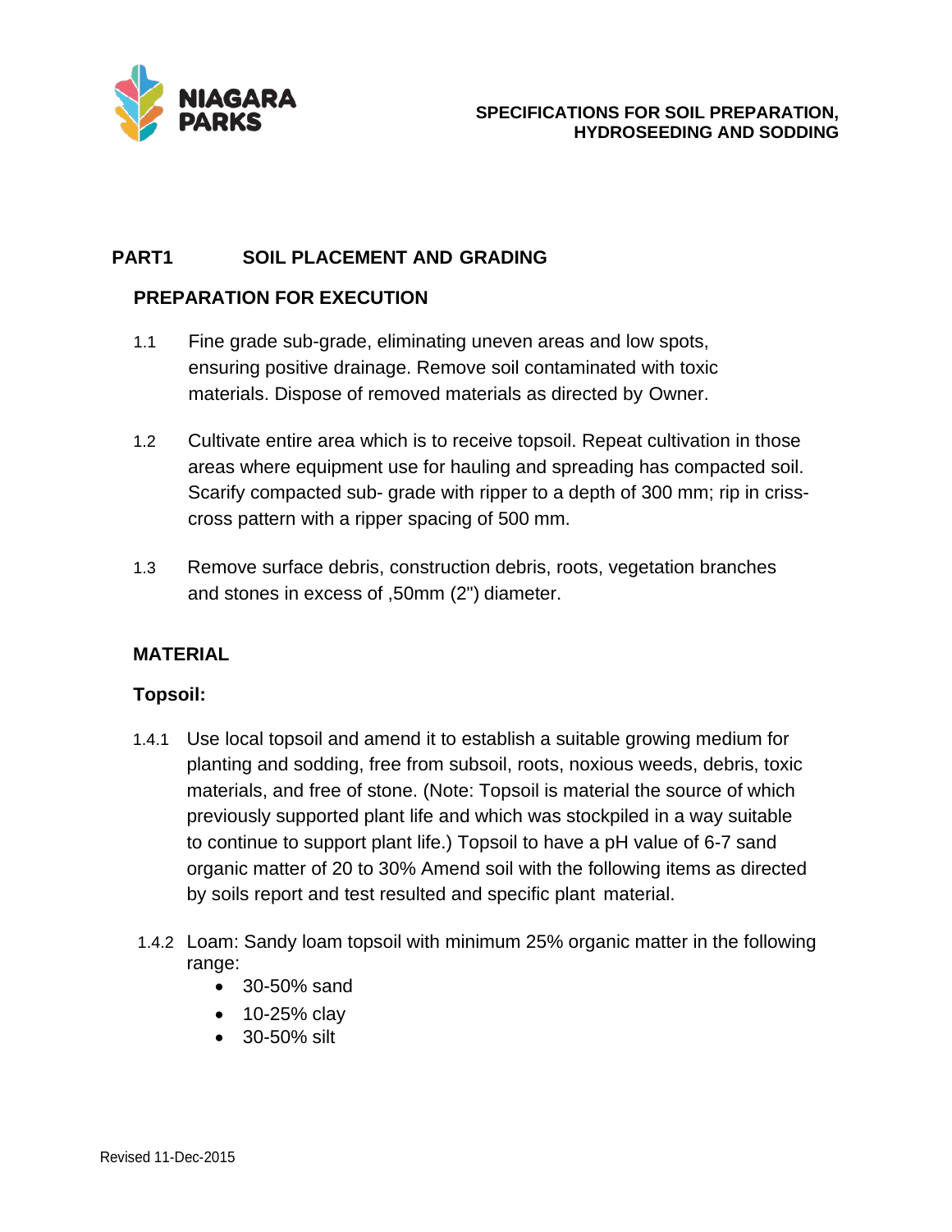NIAGARA PARKS

**SPECIFICATIONS FOR SOIL PREPARATION, HYDROSEEDING AND SODDING**

# PART1 SOIL PLACEMENT AND GRADING

## PREPARATION FOR EXECUTION

1.1 Fine grade sub-grade, eliminating uneven areas and low spots, ensuring positive drainage. Remove soil contaminated with toxic materials. Dispose of removed materials as directed by Owner.

1.2 Cultivate entire area which is to receive topsoil. Repeat cultivation in those areas where equipment use for hauling and spreading has compacted soil. Scarify compacted sub- grade with ripper to a depth of 300 mm; rip in criss-cross pattern with a ripper spacing of 500 mm.

1.3 Remove surface debris, construction debris, roots, vegetation branches and stones in excess of ,50mm (2") diameter.

## MATERIAL

### Topsoil:

1.4.1 Use local topsoil and amend it to establish a suitable growing medium for planting and sodding, free from subsoil, roots, noxious weeds, debris, toxic materials, and free of stone. (Note: Topsoil is material the source of which previously supported plant life and which was stockpiled in a way suitable to continue to support plant life.) Topsoil to have a pH value of 6-7 sand organic matter of 20 to 30% Amend soil with the following items as directed by soils report and test resulted and specific plant material.

1.4.2 Loam: Sandy loam topsoil with minimum 25% organic matter in the following range:

- 30-50% sand
- 10-25% clay
- 30-50% silt

Revised 11-Dec-2015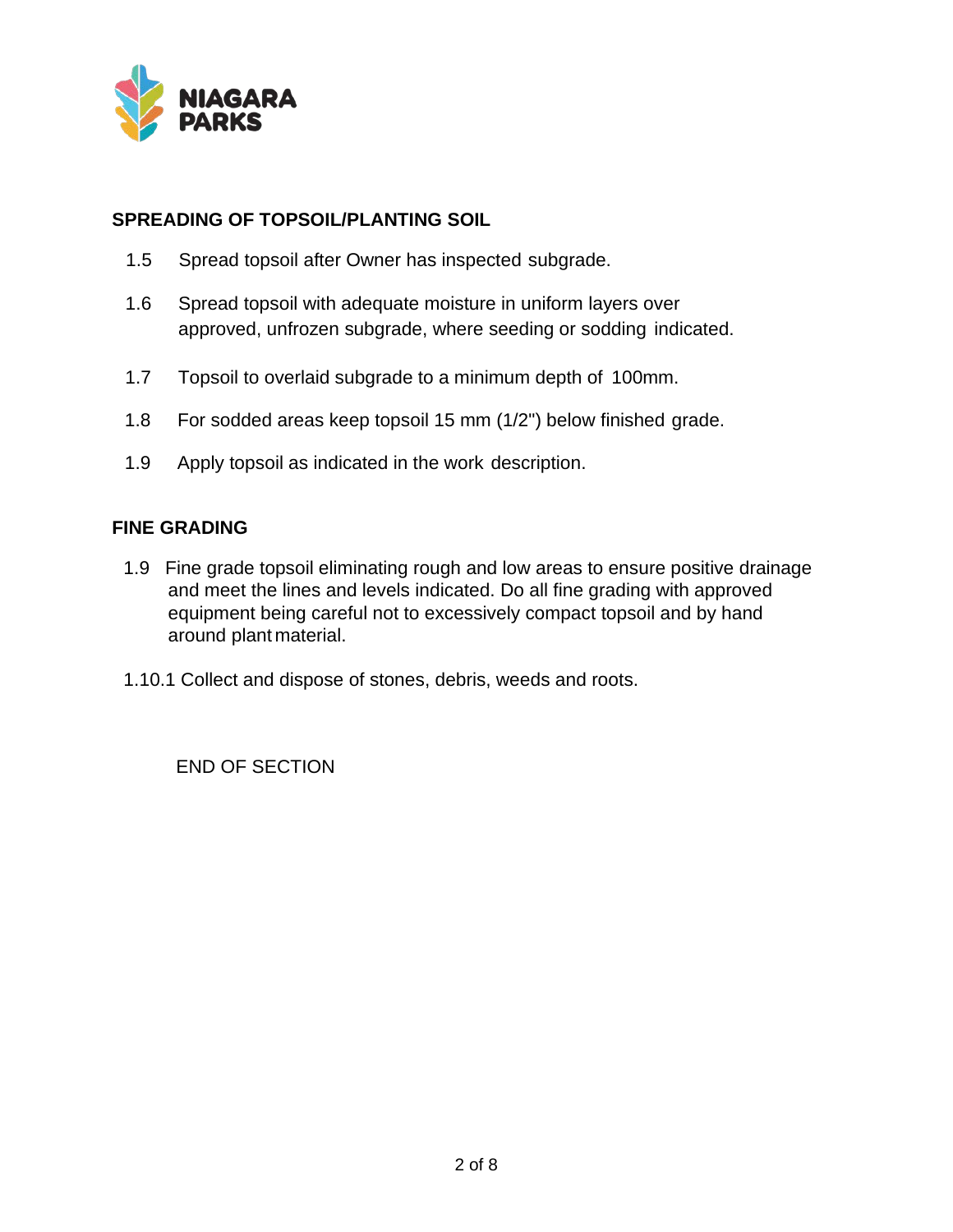## SPREADING OF TOPSOIL/PLANTING SOIL

1.5 Spread topsoil after Owner has inspected subgrade.

1.6 Spread topsoil with adequate moisture in uniform layers over approved, unfrozen subgrade, where seeding or sodding indicated.

1.7 Topsoil to overlaid subgrade to a minimum depth of 100mm.

1.8 For sodded areas keep topsoil 15 mm (1/2") below finished grade.

1.9 Apply topsoil as indicated in the work description.

## FINE GRADING

1.9 Fine grade topsoil eliminating rough and low areas to ensure positive drainage and meet the lines and levels indicated. Do all fine grading with approved equipment being careful not to excessively compact topsoil and by hand around plant material.

1.10.1 Collect and dispose of stones, debris, weeds and roots.

END OF SECTION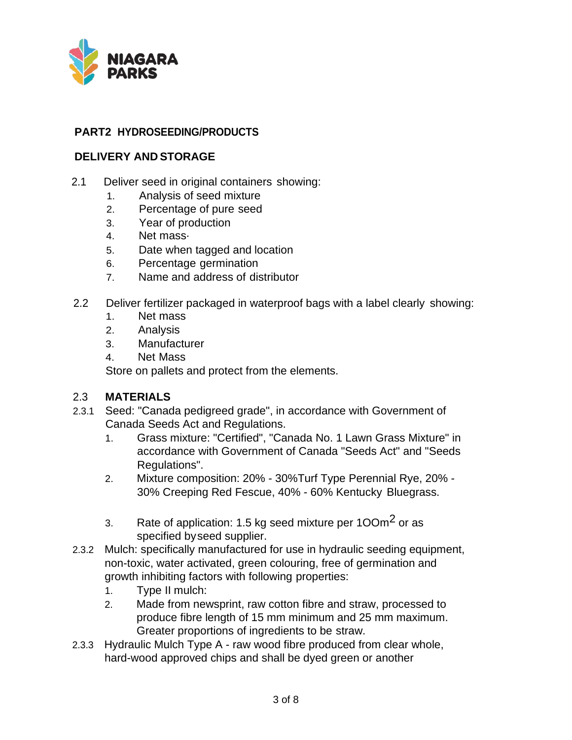## PART2 HYDROSEEDING/PRODUCTS

### DELIVERY AND STORAGE

2.1 Deliver seed in original containers showing:

1. Analysis of seed mixture
2. Percentage of pure seed
3. Year of production
4. Net mass·
5. Date when tagged and location
6. Percentage germination
7. Name and address of distributor

2.2 Deliver fertilizer packaged in waterproof bags with a label clearly showing:

1. Net mass
2. Analysis
3. Manufacturer
4. Net Mass

Store on pallets and protect from the elements.

### 2.3 MATERIALS

2.3.1 Seed: "Canada pedigreed grade", in accordance with Government of Canada Seeds Act and Regulations.

1. Grass mixture: "Certified", "Canada No. 1 Lawn Grass Mixture" in accordance with Government of Canada "Seeds Act" and "Seeds Regulations".
2. Mixture composition: 20% - 30%Turf Type Perennial Rye, 20% - 30% Creeping Red Fescue, 40% - 60% Kentucky Bluegrass.
3. Rate of application: 1.5 kg seed mixture per 1OOm$^2$ or as specified byseed supplier.

2.3.2 Mulch: specifically manufactured for use in hydraulic seeding equipment, non-toxic, water activated, green colouring, free of germination and growth inhibiting factors with following properties:

1. Type II mulch:
2. Made from newsprint, raw cotton fibre and straw, processed to produce fibre length of 15 mm minimum and 25 mm maximum. Greater proportions of ingredients to be straw.

2.3.3 Hydraulic Mulch Type A - raw wood fibre produced from clear whole, hard-wood approved chips and shall be dyed green or another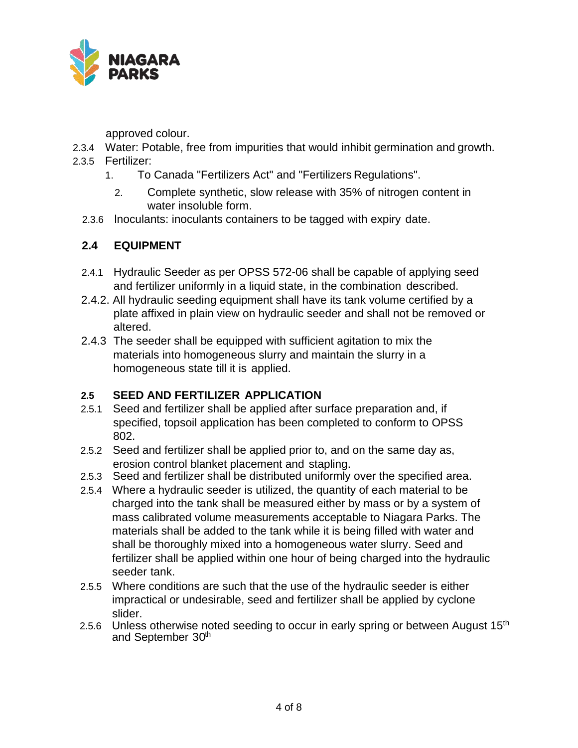approved colour.

2.3.4 Water: Potable, free from impurities that would inhibit germination and growth.

2.3.5 Fertilizer:

1. To Canada "Fertilizers Act" and "Fertilizers Regulations".
2. Complete synthetic, slow release with 35% of nitrogen content in water insoluble form.

2.3.6 Inoculants: inoculants containers to be tagged with expiry date.

## 2.4 EQUIPMENT

2.4.1 Hydraulic Seeder as per OPSS 572-06 shall be capable of applying seed and fertilizer uniformly in a liquid state, in the combination described.

2.4.2. All hydraulic seeding equipment shall have its tank volume certified by a plate affixed in plain view on hydraulic seeder and shall not be removed or altered.

2.4.3 The seeder shall be equipped with sufficient agitation to mix the materials into homogeneous slurry and maintain the slurry in a homogeneous state till it is applied.

## 2.5 SEED AND FERTILIZER APPLICATION

2.5.1 Seed and fertilizer shall be applied after surface preparation and, if specified, topsoil application has been completed to conform to OPSS 802.

2.5.2 Seed and fertilizer shall be applied prior to, and on the same day as, erosion control blanket placement and stapling.

2.5.3 Seed and fertilizer shall be distributed uniformly over the specified area.

2.5.4 Where a hydraulic seeder is utilized, the quantity of each material to be charged into the tank shall be measured either by mass or by a system of mass calibrated volume measurements acceptable to Niagara Parks. The materials shall be added to the tank while it is being filled with water and shall be thoroughly mixed into a homogeneous water slurry. Seed and fertilizer shall be applied within one hour of being charged into the hydraulic seeder tank.

2.5.5 Where conditions are such that the use of the hydraulic seeder is either impractical or undesirable, seed and fertilizer shall be applied by cyclone slider.

2.5.6 Unless otherwise noted seeding to occur in early spring or between August 15th and September 30th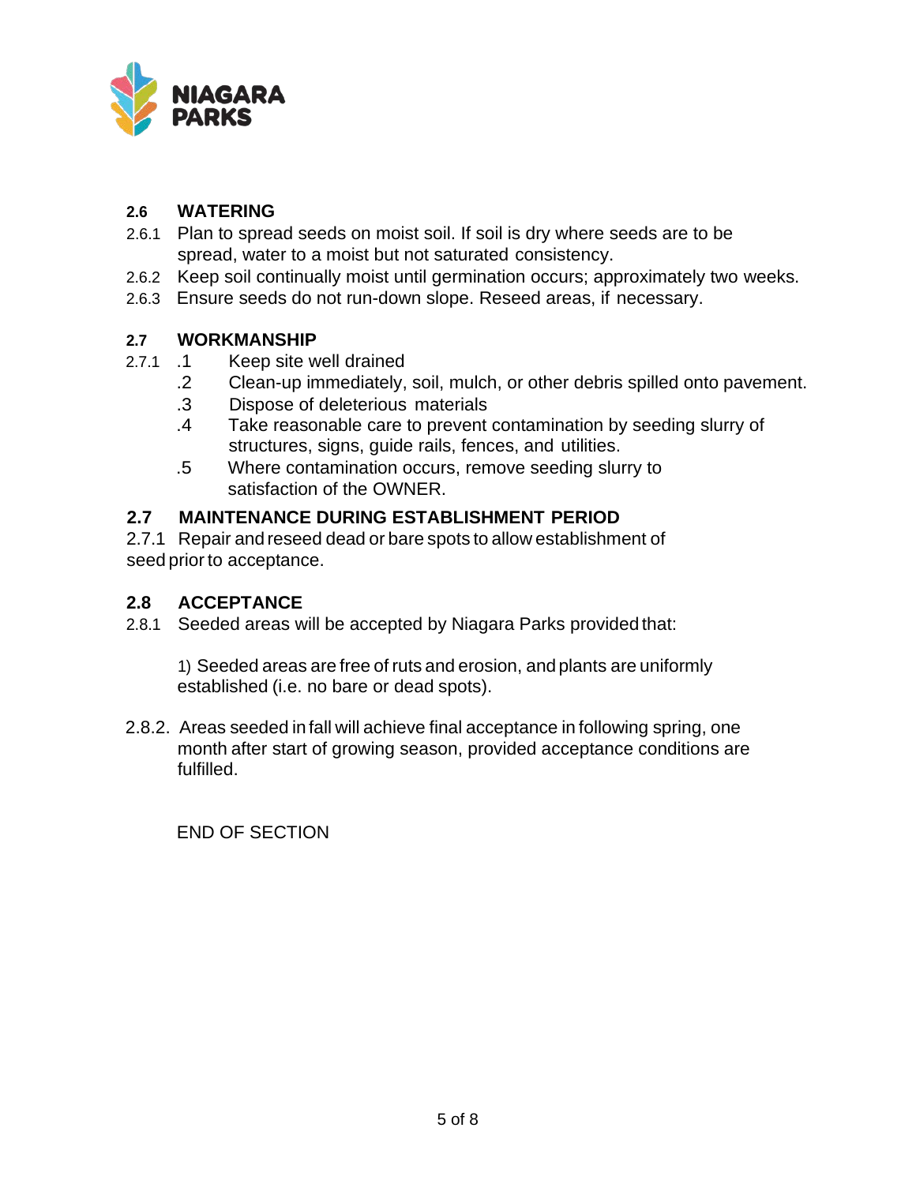## 2.6 WATERING

2.6.1 Plan to spread seeds on moist soil. If soil is dry where seeds are to be spread, water to a moist but not saturated consistency.

2.6.2 Keep soil continually moist until germination occurs; approximately two weeks.

2.6.3 Ensure seeds do not run-down slope. Reseed areas, if necessary.

## 2.7 WORKMANSHIP

2.7.1 .1 Keep site well drained

.2 Clean-up immediately, soil, mulch, or other debris spilled onto pavement.

.3 Dispose of deleterious materials

.4 Take reasonable care to prevent contamination by seeding slurry of structures, signs, guide rails, fences, and utilities.

.5 Where contamination occurs, remove seeding slurry to satisfaction of the OWNER.

## 2.7 MAINTENANCE DURING ESTABLISHMENT PERIOD

2.7.1 Repair and reseed dead or bare spots to allow establishment of seed prior to acceptance.

## 2.8 ACCEPTANCE

2.8.1 Seeded areas will be accepted by Niagara Parks provided that:

1) Seeded areas are free of ruts and erosion, and plants are uniformly established (i.e. no bare or dead spots).

2.8.2. Areas seeded in fall will achieve final acceptance in following spring, one month after start of growing season, provided acceptance conditions are fulfilled.

END OF SECTION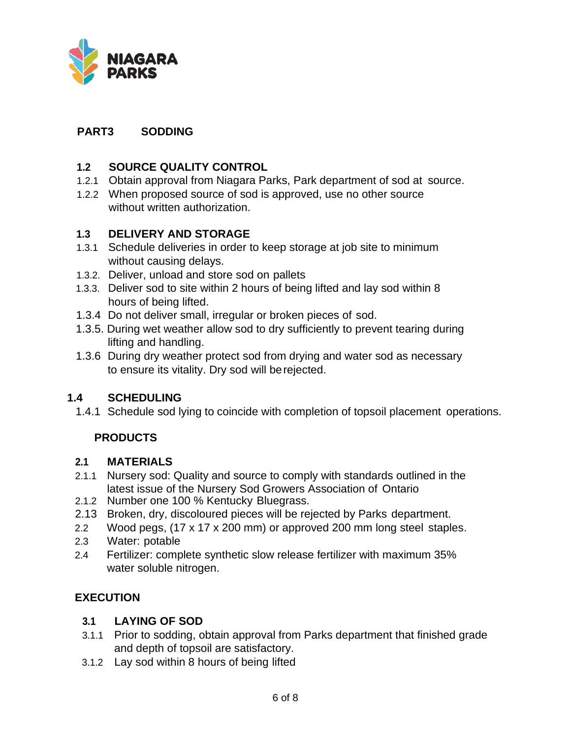## PART3 SODDING

### 1.2 SOURCE QUALITY CONTROL

1.2.1 Obtain approval from Niagara Parks, Park department of sod at source.

1.2.2 When proposed source of sod is approved, use no other source without written authorization.

### 1.3 DELIVERY AND STORAGE

1.3.1 Schedule deliveries in order to keep storage at job site to minimum without causing delays.

1.3.2. Deliver, unload and store sod on pallets

1.3.3. Deliver sod to site within 2 hours of being lifted and lay sod within 8 hours of being lifted.

1.3.4 Do not deliver small, irregular or broken pieces of sod.

1.3.5. During wet weather allow sod to dry sufficiently to prevent tearing during lifting and handling.

1.3.6 During dry weather protect sod from drying and water sod as necessary to ensure its vitality. Dry sod will be rejected.

### 1.4 SCHEDULING

1.4.1 Schedule sod lying to coincide with completion of topsoil placement operations.

## PRODUCTS

### 2.1 MATERIALS

2.1.1 Nursery sod: Quality and source to comply with standards outlined in the latest issue of the Nursery Sod Growers Association of Ontario

2.1.2 Number one 100 % Kentucky Bluegrass.

2.13 Broken, dry, discoloured pieces will be rejected by Parks department.

2.2 Wood pegs, (17 x 17 x 200 mm) or approved 200 mm long steel staples.

2.3 Water: potable

2.4 Fertilizer: complete synthetic slow release fertilizer with maximum 35% water soluble nitrogen.

## EXECUTION

### 3.1 LAYING OF SOD

3.1.1 Prior to sodding, obtain approval from Parks department that finished grade and depth of topsoil are satisfactory.

3.1.2 Lay sod within 8 hours of being lifted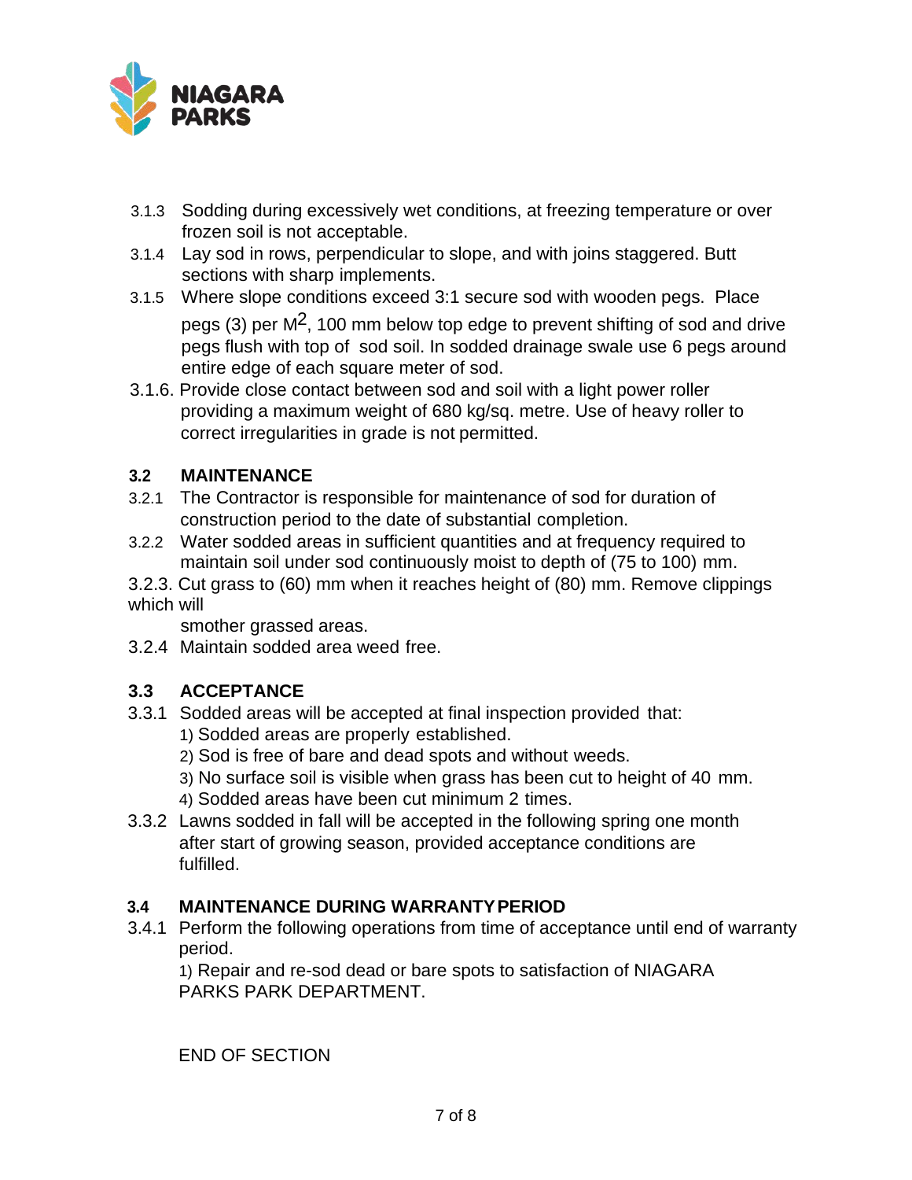3.1.3 Sodding during excessively wet conditions, at freezing temperature or over frozen soil is not acceptable.

3.1.4 Lay sod in rows, perpendicular to slope, and with joins staggered. Butt sections with sharp implements.

3.1.5 Where slope conditions exceed 3:1 secure sod with wooden pegs. Place pegs (3) per $M^2$, 100 mm below top edge to prevent shifting of sod and drive pegs flush with top of sod soil. In sodded drainage swale use 6 pegs around entire edge of each square meter of sod.

3.1.6. Provide close contact between sod and soil with a light power roller providing a maximum weight of 680 kg/sq. metre. Use of heavy roller to correct irregularities in grade is not permitted.

## 3.2 MAINTENANCE

3.2.1 The Contractor is responsible for maintenance of sod for duration of construction period to the date of substantial completion.

3.2.2 Water sodded areas in sufficient quantities and at frequency required to maintain soil under sod continuously moist to depth of (75 to 100) mm.

3.2.3. Cut grass to (60) mm when it reaches height of (80) mm. Remove clippings which will smother grassed areas.

3.2.4 Maintain sodded area weed free.

## 3.3 ACCEPTANCE

3.3.1 Sodded areas will be accepted at final inspection provided that:

1) Sodded areas are properly established.
2) Sod is free of bare and dead spots and without weeds.
3) No surface soil is visible when grass has been cut to height of 40 mm.
4) Sodded areas have been cut minimum 2 times.

3.3.2 Lawns sodded in fall will be accepted in the following spring one month after start of growing season, provided acceptance conditions are fulfilled.

## 3.4 MAINTENANCE DURING WARRANTY PERIOD

3.4.1 Perform the following operations from time of acceptance until end of warranty period.

1) Repair and re-sod dead or bare spots to satisfaction of NIAGARA PARKS PARK DEPARTMENT.

END OF SECTION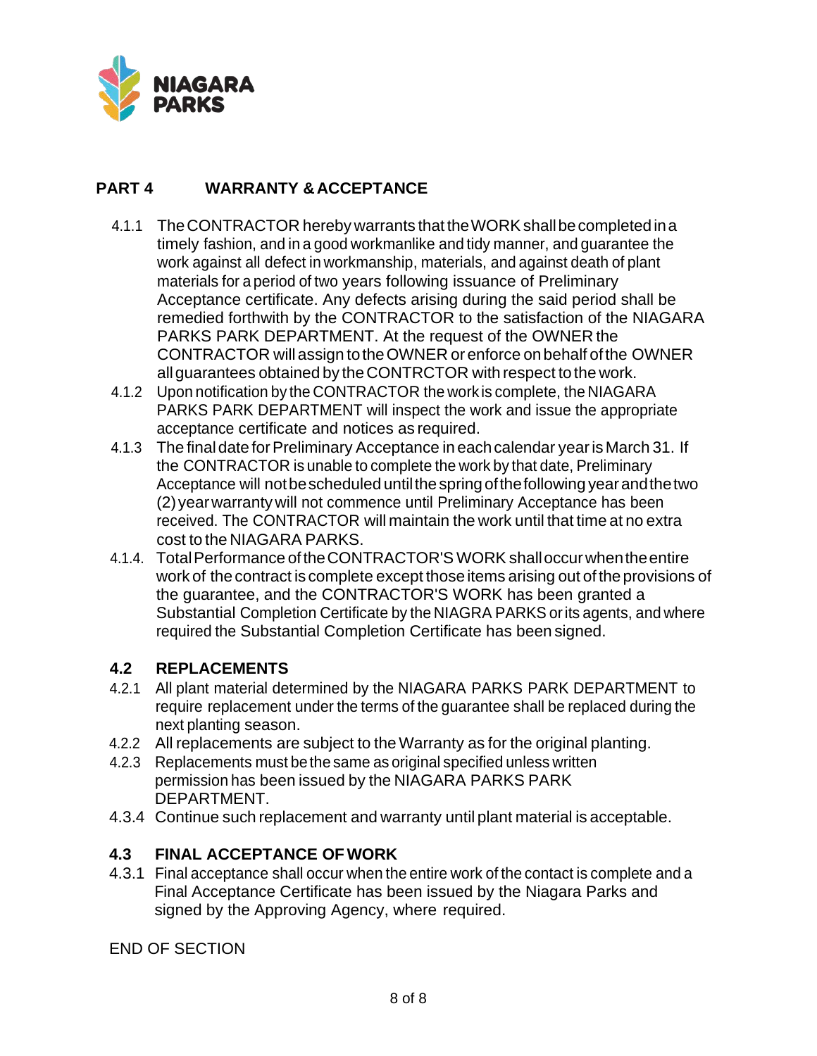NIAGARA PARKS

## PART 4 WARRANTY & ACCEPTANCE

4.1.1 The CONTRACTOR hereby warrants that the WORK shall be completed in a timely fashion, and in a good workmanlike and tidy manner, and guarantee the work against all defect in workmanship, materials, and against death of plant materials for a period of two years following issuance of Preliminary Acceptance certificate. Any defects arising during the said period shall be remedied forthwith by the CONTRACTOR to the satisfaction of the NIAGARA PARKS PARK DEPARTMENT. At the request of the OWNER the CONTRACTOR will assign to the OWNER or enforce on behalf of the OWNER all guarantees obtained by the CONTRCTOR with respect to the work.

4.1.2 Upon notification by the CONTRACTOR the work is complete, the NIAGARA PARKS PARK DEPARTMENT will inspect the work and issue the appropriate acceptance certificate and notices as required.

4.1.3 The final date for Preliminary Acceptance in each calendar year is March 31. If the CONTRACTOR is unable to complete the work by that date, Preliminary Acceptance will not be scheduled until the spring of the following year and the two (2) year warranty will not commence until Preliminary Acceptance has been received. The CONTRACTOR will maintain the work until that time at no extra cost to the NIAGARA PARKS.

4.1.4. Total Performance of the CONTRACTOR'S WORK shall occur when the entire work of the contract is complete except those items arising out of the provisions of the guarantee, and the CONTRACTOR'S WORK has been granted a Substantial Completion Certificate by the NIAGRA PARKS or its agents, and where required the Substantial Completion Certificate has been signed.

### 4.2 REPLACEMENTS

4.2.1 All plant material determined by the NIAGARA PARKS PARK DEPARTMENT to require replacement under the terms of the guarantee shall be replaced during the next planting season.

4.2.2 All replacements are subject to the Warranty as for the original planting.

4.2.3 Replacements must be the same as original specified unless written permission has been issued by the NIAGARA PARKS PARK DEPARTMENT.

4.3.4 Continue such replacement and warranty until plant material is acceptable.

### 4.3 FINAL ACCEPTANCE OF WORK

4.3.1 Final acceptance shall occur when the entire work of the contact is complete and a Final Acceptance Certificate has been issued by the Niagara Parks and signed by the Approving Agency, where required.

END OF SECTION